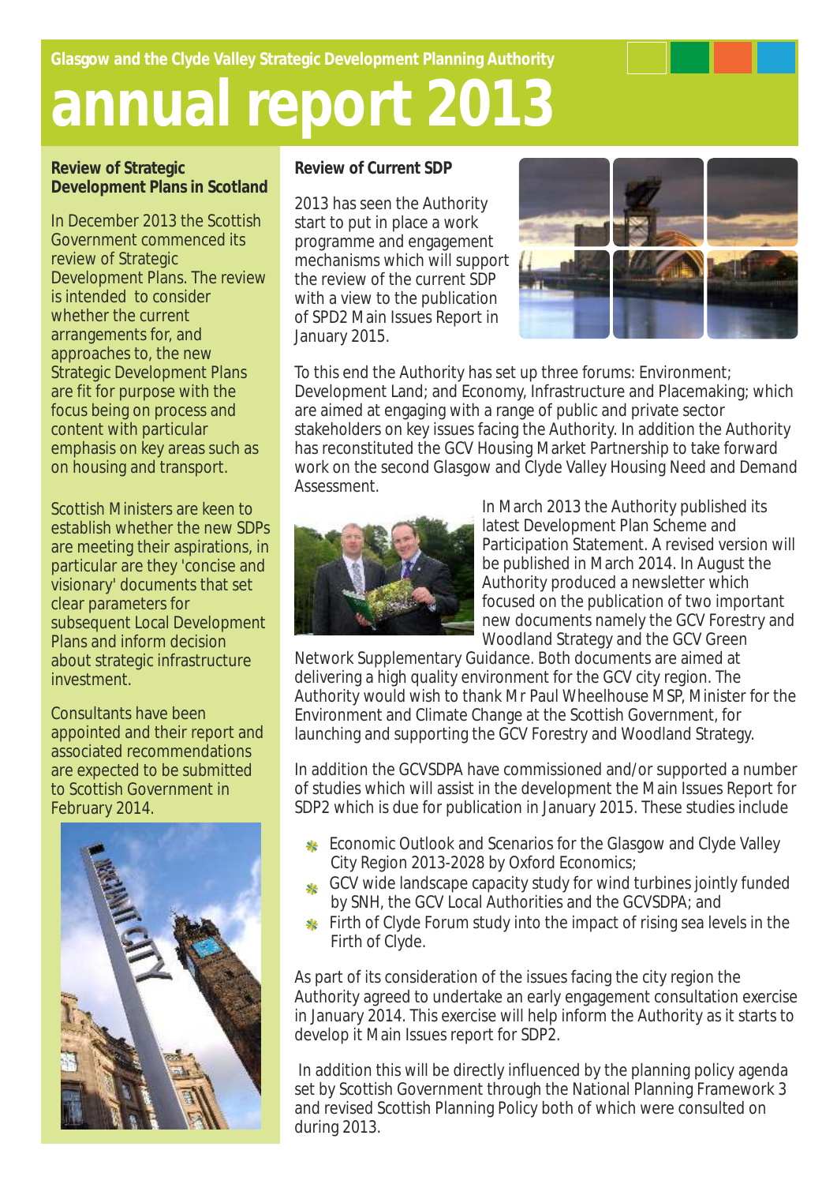Glasgow and the Clyde Valley Strategic Development Planning Authority

# annual report 2013

## Review of Strategic Development Plans in Scotland

In December 2013 the Scottish Government commenced its review of Strategic Development Plans. The review is intended to consider whether the current arrangements for, and approaches to, the new Strategic Development Plans are fit for purpose with the focus being on process and content with particular emphasis on key areas such as on housing and transport.

Scottish Ministers are keen to establish whether the new SDPs are meeting their aspirations, in particular are they 'concise and visionary' documents that set clear parameters for subsequent Local Development Plans and inform decision about strategic infrastructure investment.

Consultants have been appointed and their report and associated recommendations are expected to be submitted to Scottish Government in February 2014.

## Review of Current SDP

2013 has seen the Authority start to put in place a work programme and engagement mechanisms which will support the review of the current SDP with a view to the publication of SPD2 Main Issues Report in January 2015.

To this end the Authority has set up three forums: Environment; Development Land; and Economy, Infrastructure and Placemaking; which are aimed at engaging with a range of public and private sector stakeholders on key issues facing the Authority. In addition the Authority has reconstituted the GCV Housing Market Partnership to take forward work on the second Glasgow and Clyde Valley Housing Need and Demand Assessment.

In March 2013 the Authority published its latest Development Plan Scheme and Participation Statement. A revised version will be published in March 2014. In August the Authority produced a newsletter which focused on the publication of two important new documents namely the GCV Forestry and Woodland Strategy and the GCV Green Network Supplementary Guidance. Both documents are aimed at delivering a high quality environment for the GCV city region. The Authority would wish to thank Mr Paul Wheelhouse MSP, Minister for the Environment and Climate Change at the Scottish Government, for launching and supporting the GCV Forestry and Woodland Strategy.

In addition the GCVSDPA have commissioned and/or supported a number of studies which will assist in the development the Main Issues Report for SDP2 which is due for publication in January 2015. These studies include

- Economic Outlook and Scenarios for the Glasgow and Clyde Valley City Region 2013-2028 by Oxford Economics;
- GCV wide landscape capacity study for wind turbines jointly funded by SNH, the GCV Local Authorities and the GCVSDPA; and
- Firth of Clyde Forum study into the impact of rising sea levels in the Firth of Clyde.

As part of its consideration of the issues facing the city region the Authority agreed to undertake an early engagement consultation exercise in January 2014. This exercise will help inform the Authority as it starts to develop it Main Issues report for SDP2.

In addition this will be directly influenced by the planning policy agenda set by Scottish Government through the National Planning Framework 3 and revised Scottish Planning Policy both of which were consulted on during 2013.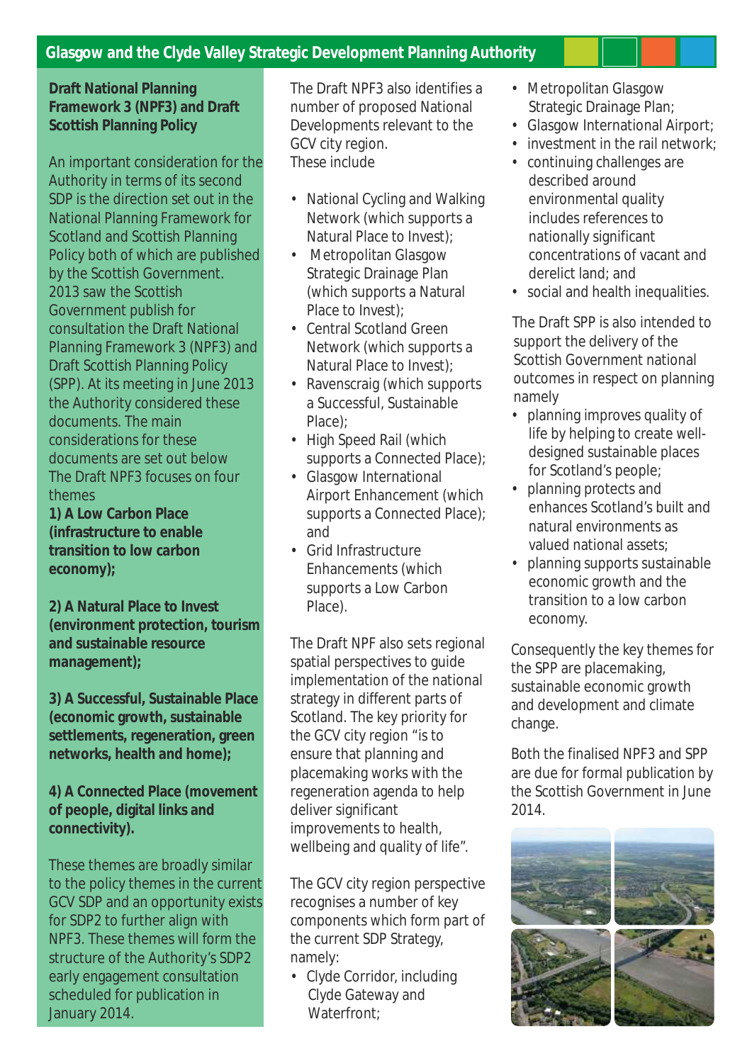## Glasgow and the Clyde Valley Strategic Development Planning Authority

### Draft National Planning Framework 3 (NPF3) and Draft Scottish Planning Policy

An important consideration for the Authority in terms of its second SDP is the direction set out in the National Planning Framework for Scotland and Scottish Planning Policy both of which are published by the Scottish Government. 2013 saw the Scottish Government publish for consultation the Draft National Planning Framework 3 (NPF3) and Draft Scottish Planning Policy (SPP). At its meeting in June 2013 the Authority considered these documents. The main considerations for these documents are set out below The Draft NPF3 focuses on four themes

**1) A Low Carbon Place (infrastructure to enable transition to low carbon economy);**

**2) A Natural Place to Invest (environment protection, tourism and sustainable resource management);**

**3) A Successful, Sustainable Place (economic growth, sustainable settlements, regeneration, green networks, health and home);**

**4) A Connected Place (movement of people, digital links and connectivity).**

These themes are broadly similar to the policy themes in the current GCV SDP and an opportunity exists for SDP2 to further align with NPF3. These themes will form the structure of the Authority's SDP2 early engagement consultation scheduled for publication in January 2014.

The Draft NPF3 also identifies a number of proposed National Developments relevant to the GCV city region. These include

- National Cycling and Walking Network (which supports a Natural Place to Invest);
- Metropolitan Glasgow Strategic Drainage Plan (which supports a Natural Place to Invest);
- Central Scotland Green Network (which supports a Natural Place to Invest);
- Ravenscraig (which supports a Successful, Sustainable Place);
- High Speed Rail (which supports a Connected Place);
- Glasgow International Airport Enhancement (which supports a Connected Place); and
- Grid Infrastructure Enhancements (which supports a Low Carbon Place).

The Draft NPF also sets regional spatial perspectives to guide implementation of the national strategy in different parts of Scotland. The key priority for the GCV city region "is to ensure that planning and placemaking works with the regeneration agenda to help deliver significant improvements to health, wellbeing and quality of life".

The GCV city region perspective recognises a number of key components which form part of the current SDP Strategy, namely:

- Clyde Corridor, including Clyde Gateway and Waterfront;
- Metropolitan Glasgow Strategic Drainage Plan;
- Glasgow International Airport;
- investment in the rail network;
- continuing challenges are described around environmental quality includes references to nationally significant concentrations of vacant and derelict land; and
- social and health inequalities.

The Draft SPP is also intended to support the delivery of the Scottish Government national outcomes in respect on planning namely

- planning improves quality of life by helping to create well-designed sustainable places for Scotland's people;
- planning protects and enhances Scotland's built and natural environments as valued national assets;
- planning supports sustainable economic growth and the transition to a low carbon economy.

Consequently the key themes for the SPP are placemaking, sustainable economic growth and development and climate change.

Both the finalised NPF3 and SPP are due for formal publication by the Scottish Government in June 2014.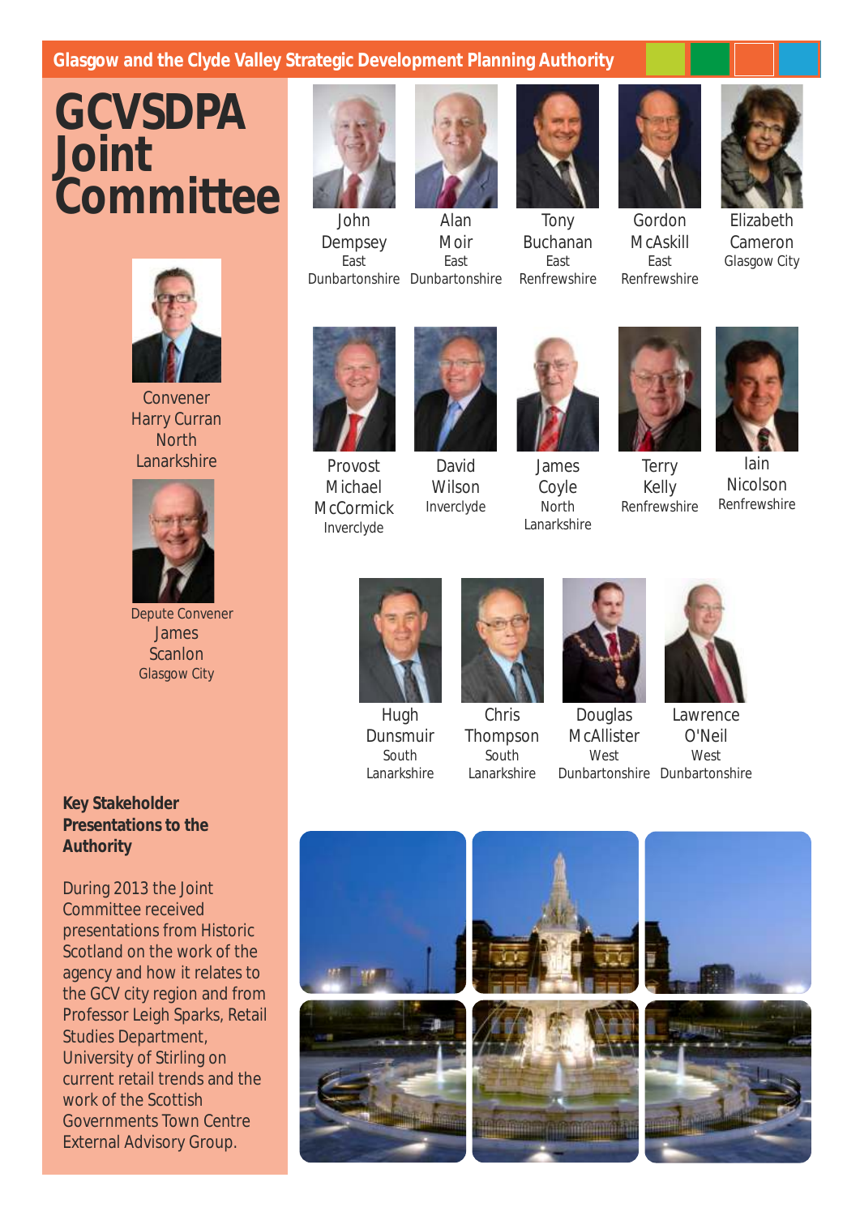Glasgow and the Clyde Valley Strategic Development Planning Authority

# GCVSDPA Joint Committee

Convener
Harry Curran
North Lanarkshire

Depute Convener
James Scanlon
Glasgow City

John Dempsey
East Dunbartonshire

Alan Moir
East Dunbartonshire

Tony Buchanan
East Renfrewshire

Gordon McAskill
East Renfrewshire

Elizabeth Cameron
Glasgow City

Provost Michael McCormick
Inverclyde

David Wilson
Inverclyde

James Coyle
North Lanarkshire

Terry Kelly
Renfrewshire

Iain Nicolson
Renfrewshire

Hugh Dunsmuir
South Lanarkshire

Chris Thompson
South Lanarkshire

Douglas McAllister
West Dunbartonshire

Lawrence O'Neil
West Dunbartonshire

**Key Stakeholder Presentations to the Authority**

During 2013 the Joint Committee received presentations from Historic Scotland on the work of the agency and how it relates to the GCV city region and from Professor Leigh Sparks, Retail Studies Department, University of Stirling on current retail trends and the work of the Scottish Governments Town Centre External Advisory Group.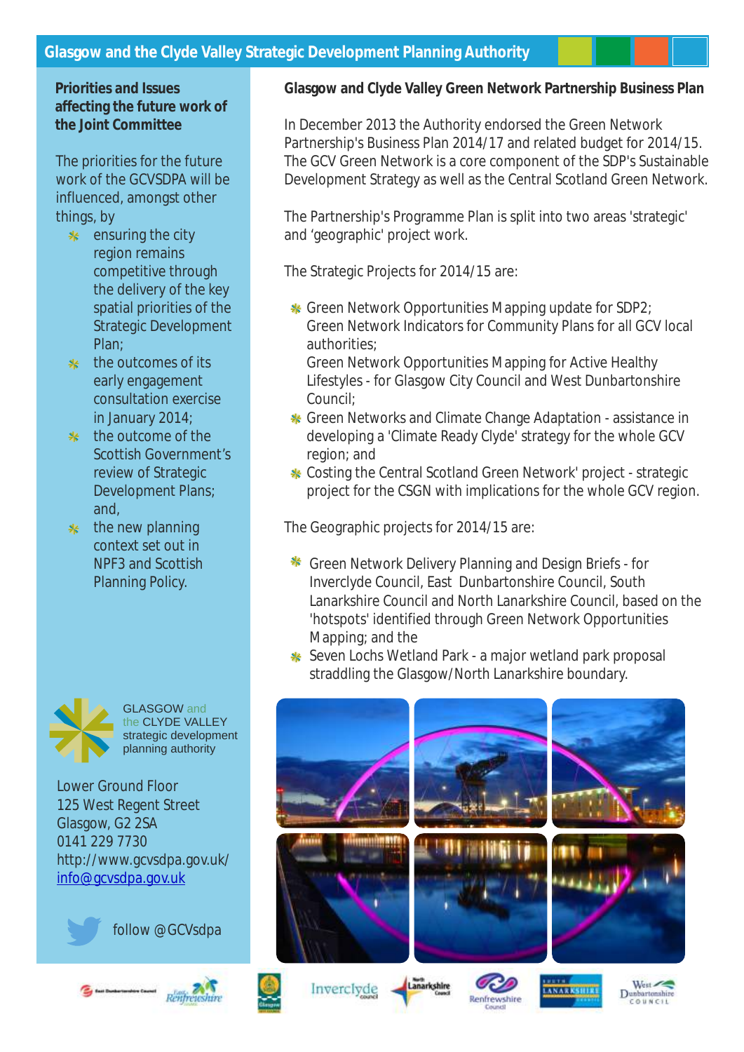# Glasgow and the Clyde Valley Strategic Development Planning Authority

## Priorities and Issues affecting the future work of the Joint Committee

The priorities for the future work of the GCVSDPA will be influenced, amongst other things, by

- ensuring the city region remains competitive through the delivery of the key spatial priorities of the Strategic Development Plan;
- the outcomes of its early engagement consultation exercise in January 2014;
- the outcome of the Scottish Government's review of Strategic Development Plans; and,
- the new planning context set out in NPF3 and Scottish Planning Policy.

GLASGOW and the CLYDE VALLEY strategic development planning authority

Lower Ground Floor
125 West Regent Street
Glasgow, G2 2SA
0141 229 7730
http://www.gcvsdpa.gov.uk/
info@gcvsdpa.gov.uk

follow @GCVsdpa

## Glasgow and Clyde Valley Green Network Partnership Business Plan

In December 2013 the Authority endorsed the Green Network Partnership's Business Plan 2014/17 and related budget for 2014/15. The GCV Green Network is a core component of the SDP's Sustainable Development Strategy as well as the Central Scotland Green Network.

The Partnership's Programme Plan is split into two areas 'strategic' and 'geographic' project work.

The Strategic Projects for 2014/15 are:

- Green Network Opportunities Mapping update for SDP2;
  Green Network Indicators for Community Plans for all GCV local authorities;
  Green Network Opportunities Mapping for Active Healthy Lifestyles - for Glasgow City Council and West Dunbartonshire Council;
- Green Networks and Climate Change Adaptation - assistance in developing a 'Climate Ready Clyde' strategy for the whole GCV region; and
- Costing the Central Scotland Green Network' project - strategic project for the CSGN with implications for the whole GCV region.

The Geographic projects for 2014/15 are:

- Green Network Delivery Planning and Design Briefs - for Inverclyde Council, East Dunbartonshire Council, South Lanarkshire Council and North Lanarkshire Council, based on the 'hotspots' identified through Green Network Opportunities Mapping; and the
- Seven Lochs Wetland Park - a major wetland park proposal straddling the Glasgow/North Lanarkshire boundary.